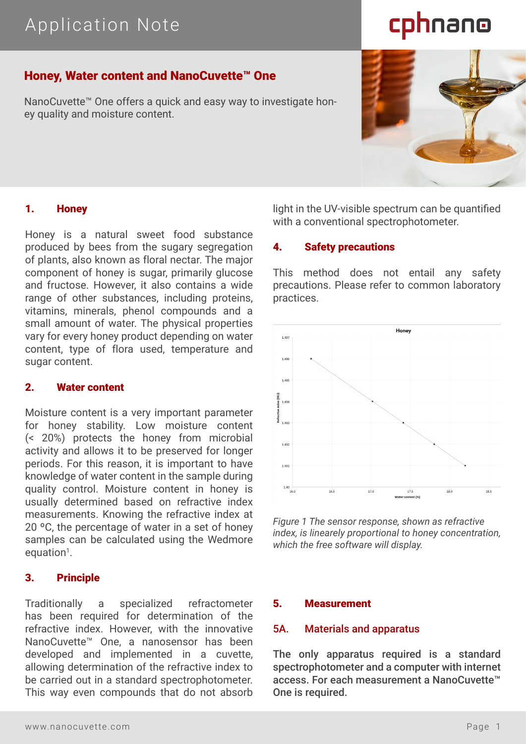# Application Note

## Honey, Water content and NanoCuvette™ One

NanoCuvette™ One offers a quick and easy way to investigate honey quality and moisture content.

### 1. Honey

Honey is a natural sweet food substance produced by bees from the sugary segregation of plants, also known as floral nectar. The major component of honey is sugar, primarily glucose and fructose. However, it also contains a wide range of other substances, including proteins, vitamins, minerals, phenol compounds and a small amount of water. The physical properties vary for every honey product depending on water content, type of flora used, temperature and sugar content.

### 2. Water content

Moisture content is a very important parameter for honey stability. Low moisture content (< 20%) protects the honey from microbial activity and allows it to be preserved for longer periods. For this reason, it is important to have knowledge of water content in the sample during quality control. Moisture content in honey is usually determined based on refractive index measurements. Knowing the refractive index at 20 ºC, the percentage of water in a set of honey samples can be calculated using the Wedmore equation[1].

### 3. Principle

Traditionally a specialized refractometer has been required for determination of the refractive index. However, with the innovative NanoCuvette™ One, a nanosensor has been developed and implemented in a cuvette, allowing determination of the refractive index to be carried out in a standard spectrophotometer. This way even compounds that do not absorb light in the UV-visible spectrum can be quantified with a conventional spectrophotometer.

### 4. Safety precautions

This method does not entail any safety precautions. Please refer to common laboratory practices.

*Figure 1 The sensor response, shown as refractive index, is linearely proportional to honey concentration, which the free software will display.*

### 5. Measurement

### 5A. Materials and apparatus

**The only apparatus required is a standard spectrophotometer and a computer with internet access. For each measurement a NanoCuvette™ One is required.**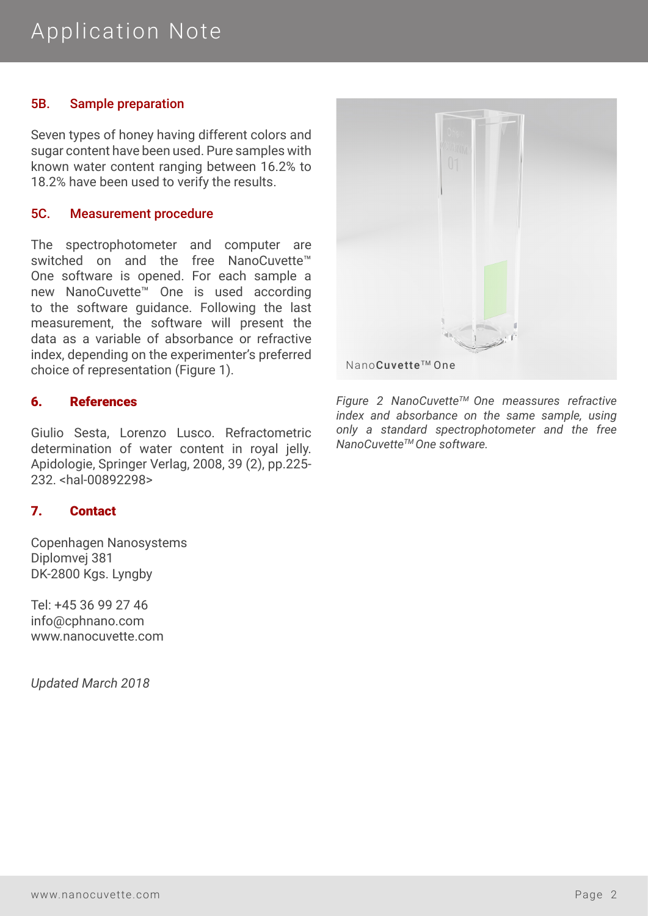## 5B. Sample preparation

Seven types of honey having different colors and sugar content have been used. Pure samples with known water content ranging between 16.2% to 18.2% have been used to verify the results.

## 5C. Measurement procedure

The spectrophotometer and computer are switched on and the free NanoCuvette™ One software is opened. For each sample a new NanoCuvette™ One is used according to the software guidance. Following the last measurement, the software will present the data as a variable of absorbance or refractive index, depending on the experimenter's preferred choice of representation (Figure 1).

## 6. References

Giulio Sesta, Lorenzo Lusco. Refractometric determination of water content in royal jelly. Apidologie, Springer Verlag, 2008, 39 (2), pp.225-232. <hal-00892298>

## 7. Contact

Copenhagen Nanosystems
Diplomvej 381
DK-2800 Kgs. Lyngby

Tel: +45 36 99 27 46
info@cphnano.com
www.nanocuvette.com

*Updated March 2018*

Nano**Cuvette**™ One

*Figure 2 NanoCuvette™ One meassures refractive index and absorbance on the same sample, using only a standard spectrophotometer and the free NanoCuvette™ One software.*